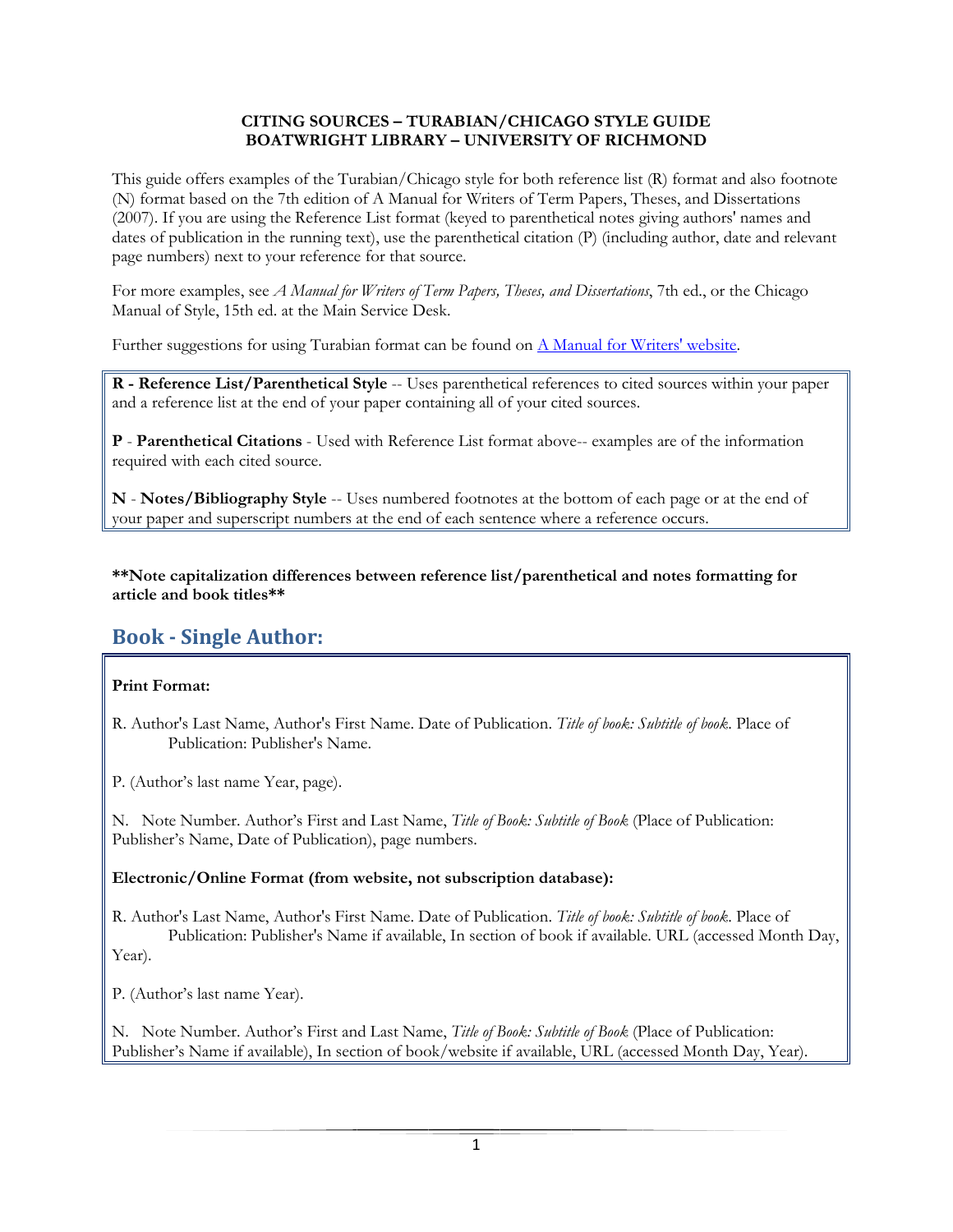**CITING SOURCES – TURABIAN/CHICAGO STYLE GUIDE**
**BOATWRIGHT LIBRARY – UNIVERSITY OF RICHMOND**

This guide offers examples of the Turabian/Chicago style for both reference list (R) format and also footnote (N) format based on the 7th edition of A Manual for Writers of Term Papers, Theses, and Dissertations (2007). If you are using the Reference List format (keyed to parenthetical notes giving authors' names and dates of publication in the running text), use the parenthetical citation (P) (including author, date and relevant page numbers) next to your reference for that source.

For more examples, see *A Manual for Writers of Term Papers, Theses, and Dissertations*, 7th ed., or the Chicago Manual of Style, 15th ed. at the Main Service Desk.

Further suggestions for using Turabian format can be found on A Manual for Writers' website.

**R - Reference List/Parenthetical Style** -- Uses parenthetical references to cited sources within your paper and a reference list at the end of your paper containing all of your cited sources.

**P** - **Parenthetical Citations** - Used with Reference List format above-- examples are of the information required with each cited source.

**N** - **Notes/Bibliography Style** -- Uses numbered footnotes at the bottom of each page or at the end of your paper and superscript numbers at the end of each sentence where a reference occurs.

**\*\*Note capitalization differences between reference list/parenthetical and notes formatting for article and book titles\*\***

## Book - Single Author:

**Print Format:**

R. Author's Last Name, Author's First Name. Date of Publication. *Title of book: Subtitle of book*. Place of Publication: Publisher's Name.

P. (Author's last name Year, page).

N. Note Number. Author's First and Last Name, *Title of Book: Subtitle of Book* (Place of Publication: Publisher's Name, Date of Publication), page numbers.

**Electronic/Online Format (from website, not subscription database):**

R. Author's Last Name, Author's First Name. Date of Publication. *Title of book: Subtitle of book*. Place of Publication: Publisher's Name if available, In section of book if available. URL (accessed Month Day, Year).

P. (Author's last name Year).

N. Note Number. Author's First and Last Name, *Title of Book: Subtitle of Book* (Place of Publication: Publisher's Name if available), In section of book/website if available, URL (accessed Month Day, Year).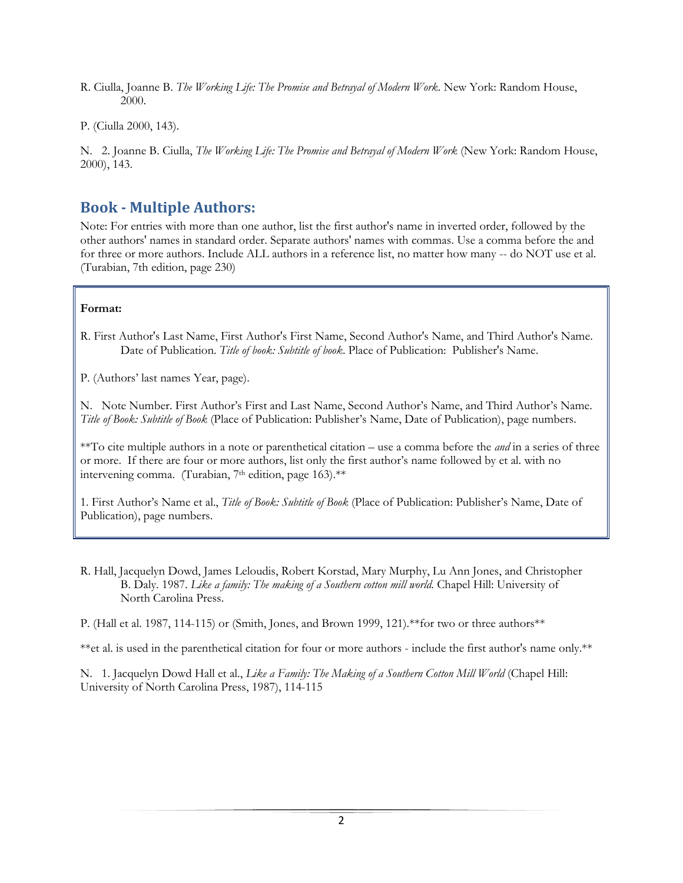R. Ciulla, Joanne B. *The Working Life: The Promise and Betrayal of Modern Work*. New York: Random House, 2000.

P. (Ciulla 2000, 143).

N. 2. Joanne B. Ciulla, *The Working Life: The Promise and Betrayal of Modern Work* (New York: Random House, 2000), 143.

## Book - Multiple Authors:

Note: For entries with more than one author, list the first author's name in inverted order, followed by the other authors' names in standard order. Separate authors' names with commas. Use a comma before the and for three or more authors. Include ALL authors in a reference list, no matter how many -- do NOT use et al. (Turabian, 7th edition, page 230)

**Format:**

R. First Author's Last Name, First Author's First Name, Second Author's Name, and Third Author's Name. Date of Publication. *Title of book: Subtitle of book*. Place of Publication: Publisher's Name.

P. (Authors' last names Year, page).

N. Note Number. First Author's First and Last Name, Second Author's Name, and Third Author's Name. *Title of Book: Subtitle of Book* (Place of Publication: Publisher's Name, Date of Publication), page numbers.

**To cite multiple authors in a note or parenthetical citation – use a comma before the *and* in a series of three or more. If there are four or more authors, list only the first author's name followed by et al. with no intervening comma. (Turabian, 7th edition, page 163).**

1. First Author's Name et al., *Title of Book: Subtitle of Book* (Place of Publication: Publisher's Name, Date of Publication), page numbers.

R. Hall, Jacquelyn Dowd, James Leloudis, Robert Korstad, Mary Murphy, Lu Ann Jones, and Christopher B. Daly. 1987. *Like a family: The making of a Southern cotton mill world.* Chapel Hill: University of North Carolina Press.

P. (Hall et al. 1987, 114-115) or (Smith, Jones, and Brown 1999, 121).**for two or three authors**

**et al. is used in the parenthetical citation for four or more authors - include the first author's name only.**

N. 1. Jacquelyn Dowd Hall et al., *Like a Family: The Making of a Southern Cotton Mill World* (Chapel Hill: University of North Carolina Press, 1987), 114-115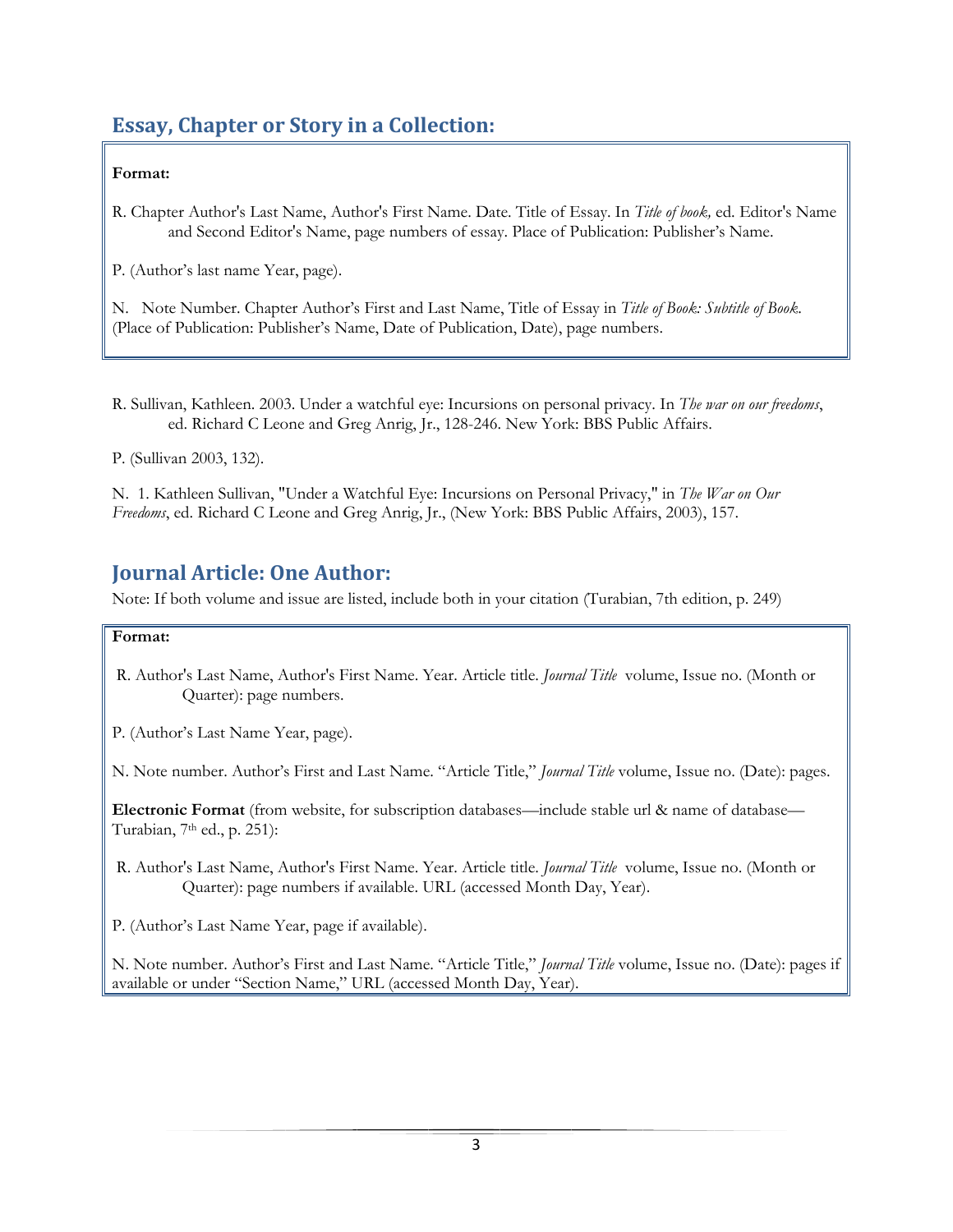## Essay, Chapter or Story in a Collection:

**Format:**

R. Chapter Author's Last Name, Author's First Name. Date. Title of Essay. In *Title of book,* ed. Editor's Name and Second Editor's Name, page numbers of essay. Place of Publication: Publisher's Name.

P. (Author's last name Year, page).

N. Note Number. Chapter Author's First and Last Name, Title of Essay in *Title of Book: Subtitle of Book*. (Place of Publication: Publisher's Name, Date of Publication, Date), page numbers.

R. Sullivan, Kathleen. 2003. Under a watchful eye: Incursions on personal privacy. In *The war on our freedoms*, ed. Richard C Leone and Greg Anrig, Jr., 128-246. New York: BBS Public Affairs.

P. (Sullivan 2003, 132).

N. 1. Kathleen Sullivan, "Under a Watchful Eye: Incursions on Personal Privacy," in *The War on Our Freedoms*, ed. Richard C Leone and Greg Anrig, Jr., (New York: BBS Public Affairs, 2003), 157.

## Journal Article: One Author:

Note: If both volume and issue are listed, include both in your citation (Turabian, 7th edition, p. 249)

**Format:**

R. Author's Last Name, Author's First Name. Year. Article title. *Journal Title* volume, Issue no. (Month or Quarter): page numbers.

P. (Author's Last Name Year, page).

N. Note number. Author's First and Last Name. "Article Title," *Journal Title* volume, Issue no. (Date): pages.

**Electronic Format** (from website, for subscription databases—include stable url & name of database—Turabian, 7th ed., p. 251):

R. Author's Last Name, Author's First Name. Year. Article title. *Journal Title* volume, Issue no. (Month or Quarter): page numbers if available. URL (accessed Month Day, Year).

P. (Author's Last Name Year, page if available).

N. Note number. Author's First and Last Name. "Article Title," *Journal Title* volume, Issue no. (Date): pages if available or under "Section Name," URL (accessed Month Day, Year).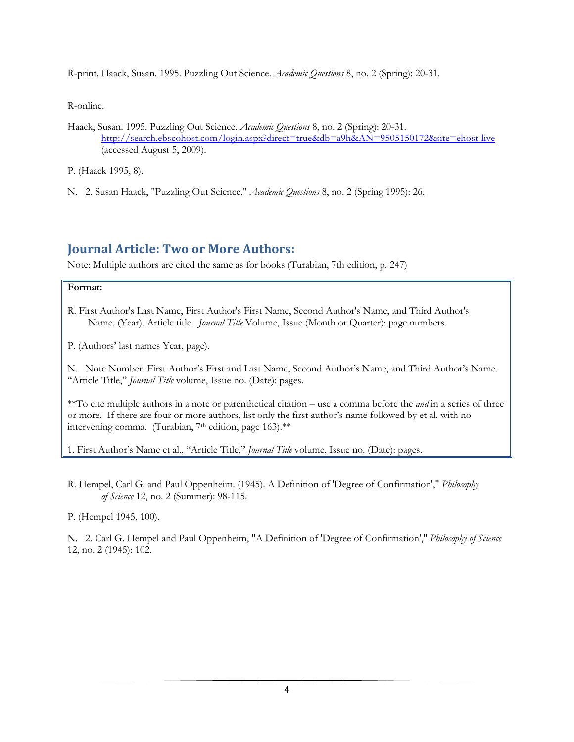R-print. Haack, Susan. 1995. Puzzling Out Science. *Academic Questions* 8, no. 2 (Spring): 20-31.

R-online.

Haack, Susan. 1995. Puzzling Out Science. *Academic Questions* 8, no. 2 (Spring): 20-31. http://search.ebscohost.com/login.aspx?direct=true&db=a9h&AN=9505150172&site=ehost-live (accessed August 5, 2009).

P. (Haack 1995, 8).

N. 2. Susan Haack, "Puzzling Out Science," *Academic Questions* 8, no. 2 (Spring 1995): 26.

## Journal Article: Two or More Authors:

Note: Multiple authors are cited the same as for books (Turabian, 7th edition, p. 247)

**Format:**

R. First Author's Last Name, First Author's First Name, Second Author's Name, and Third Author's Name. (Year). Article title. *Journal Title* Volume, Issue (Month or Quarter): page numbers.

P. (Authors' last names Year, page).

N. Note Number. First Author's First and Last Name, Second Author's Name, and Third Author's Name. "Article Title," *Journal Title* volume, Issue no. (Date): pages.

**To cite multiple authors in a note or parenthetical citation – use a comma before the *and* in a series of three or more. If there are four or more authors, list only the first author's name followed by et al. with no intervening comma. (Turabian, 7th edition, page 163).**

1. First Author's Name et al., "Article Title," *Journal Title* volume, Issue no. (Date): pages.

R. Hempel, Carl G. and Paul Oppenheim. (1945). A Definition of 'Degree of Confirmation'," *Philosophy of Science* 12, no. 2 (Summer): 98-115.

P. (Hempel 1945, 100).

N. 2. Carl G. Hempel and Paul Oppenheim, "A Definition of 'Degree of Confirmation'," *Philosophy of Science* 12, no. 2 (1945): 102.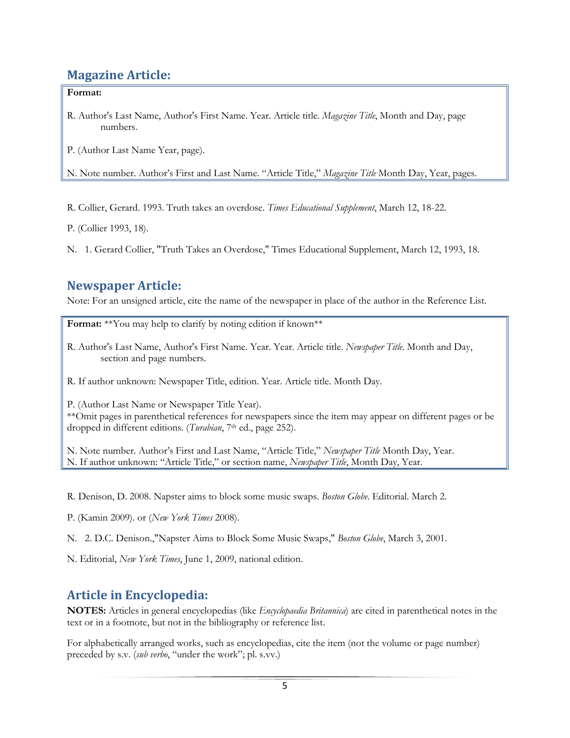## Magazine Article:

**Format:**

R. Author's Last Name, Author's First Name. Year. Article title. *Magazine Title*, Month and Day, page numbers.

P. (Author Last Name Year, page).

N. Note number. Author's First and Last Name. "Article Title," *Magazine Title* Month Day, Year, pages.

R. Collier, Gerard. 1993. Truth takes an overdose. *Times Educational Supplement*, March 12, 18-22.

P. (Collier 1993, 18).

N. 1. Gerard Collier, "Truth Takes an Overdose," Times Educational Supplement, March 12, 1993, 18.

## Newspaper Article:

Note: For an unsigned article, cite the name of the newspaper in place of the author in the Reference List.

**Format:** **You may help to clarify by noting edition if known**

R. Author's Last Name, Author's First Name. Year. Year. Article title. *Newspaper Title*. Month and Day, section and page numbers.

R. If author unknown: Newspaper Title, edition. Year. Article title. Month Day.

P. (Author Last Name or Newspaper Title Year).
**Omit pages in parenthetical references for newspapers since the item may appear on different pages or be dropped in different editions. (*Turabian*, 7th ed., page 252).

N. Note number. Author's First and Last Name, "Article Title," *Newspaper Title* Month Day, Year.
N. If author unknown: "Article Title," or section name, *Newspaper Title*, Month Day, Year.

R. Denison, D. 2008. Napster aims to block some music swaps. *Boston Globe*. Editorial. March 2.

P. (Kamin 2009). or (*New York Times* 2008).

N. 2. D.C. Denison.,"Napster Aims to Block Some Music Swaps," *Boston Globe*, March 3, 2001.

N. Editorial, *New York Times*, June 1, 2009, national edition.

## Article in Encyclopedia:

**NOTES:** Articles in general encyclopedias (like *Encyclopaedia Britannica*) are cited in parenthetical notes in the text or in a footnote, but not in the bibliography or reference list.

For alphabetically arranged works, such as encyclopedias, cite the item (not the volume or page number) preceded by s.v. (*sub verbo*, "under the work"; pl. s.vv.)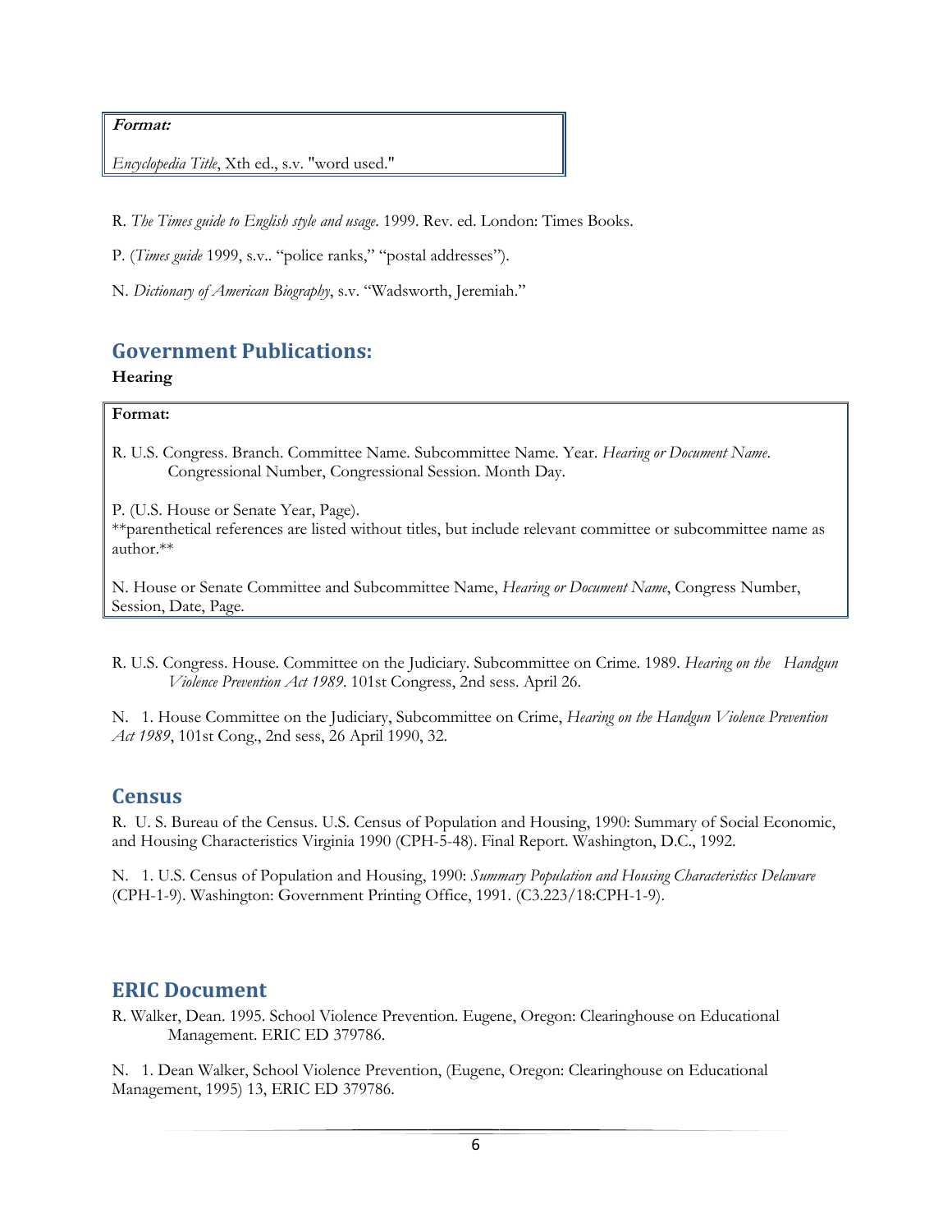**Format:**

*Encyclopedia Title*, Xth ed., s.v. "word used."

R. *The Times guide to English style and usage*. 1999. Rev. ed. London: Times Books.

P. (*Times guide* 1999, s.v.. "police ranks," "postal addresses").

N. *Dictionary of American Biography*, s.v. "Wadsworth, Jeremiah."

## Government Publications:

**Hearing**

**Format:**

R. U.S. Congress. Branch. Committee Name. Subcommittee Name. Year. *Hearing or Document Name*. Congressional Number, Congressional Session. Month Day.

P. (U.S. House or Senate Year, Page).
**parenthetical references are listed without titles, but include relevant committee or subcommittee name as author.**

N. House or Senate Committee and Subcommittee Name, *Hearing or Document Name*, Congress Number, Session, Date, Page.

R. U.S. Congress. House. Committee on the Judiciary. Subcommittee on Crime. 1989. *Hearing on the Handgun Violence Prevention Act 1989*. 101st Congress, 2nd sess. April 26.

N. 1. House Committee on the Judiciary, Subcommittee on Crime, *Hearing on the Handgun Violence Prevention Act 1989*, 101st Cong., 2nd sess, 26 April 1990, 32.

## Census

R. U. S. Bureau of the Census. U.S. Census of Population and Housing, 1990: Summary of Social Economic, and Housing Characteristics Virginia 1990 (CPH-5-48). Final Report. Washington, D.C., 1992.

N. 1. U.S. Census of Population and Housing, 1990: *Summary Population and Housing Characteristics Delaware* (CPH-1-9). Washington: Government Printing Office, 1991. (C3.223/18:CPH-1-9).

## ERIC Document

R. Walker, Dean. 1995. School Violence Prevention. Eugene, Oregon: Clearinghouse on Educational Management. ERIC ED 379786.

N. 1. Dean Walker, School Violence Prevention, (Eugene, Oregon: Clearinghouse on Educational Management, 1995) 13, ERIC ED 379786.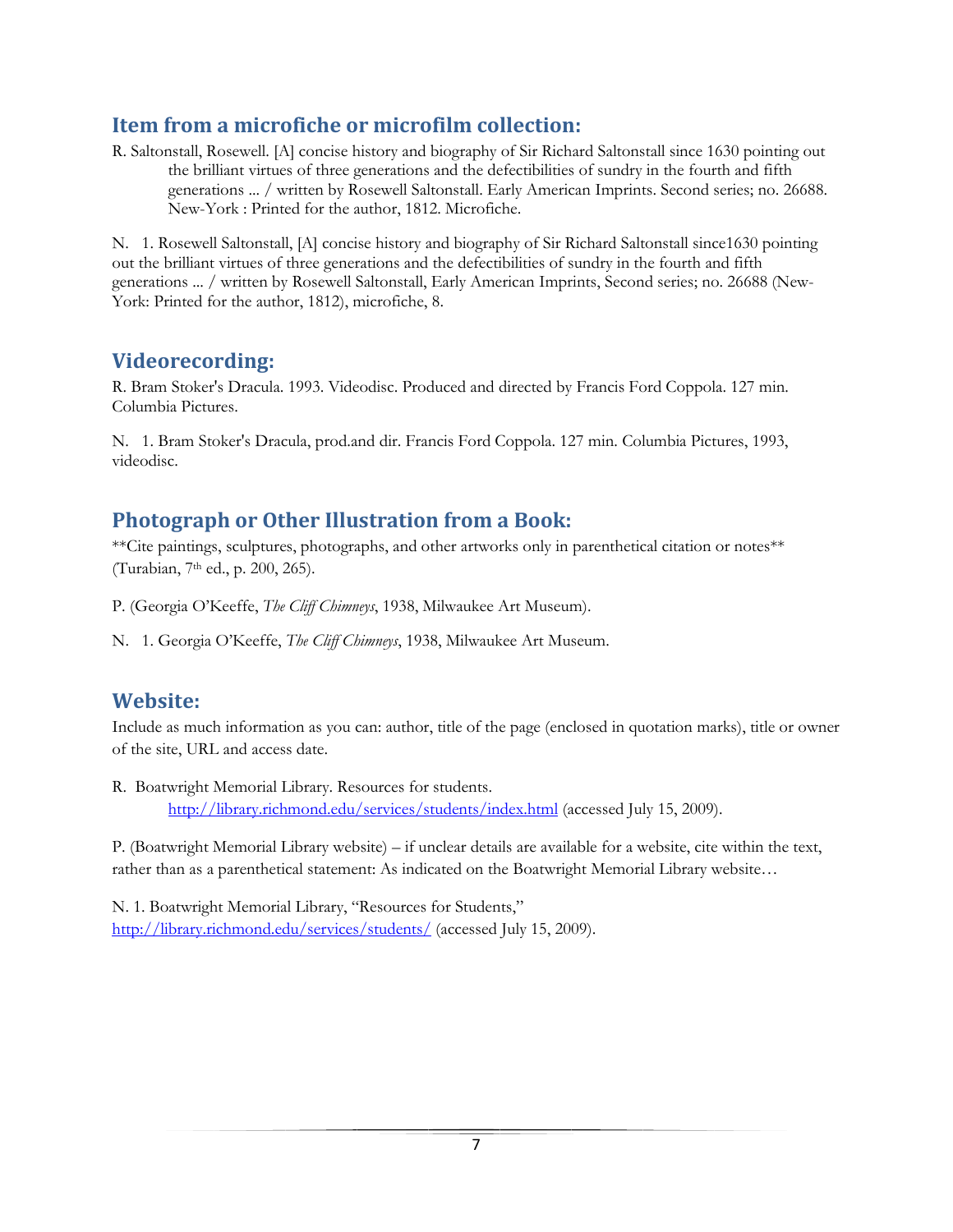## Item from a microfiche or microfilm collection:

R. Saltonstall, Rosewell. [A] concise history and biography of Sir Richard Saltonstall since 1630 pointing out the brilliant virtues of three generations and the defectibilities of sundry in the fourth and fifth generations ... / written by Rosewell Saltonstall. Early American Imprints. Second series; no. 26688. New-York : Printed for the author, 1812. Microfiche.

N. 1. Rosewell Saltonstall, [A] concise history and biography of Sir Richard Saltonstall since1630 pointing out the brilliant virtues of three generations and the defectibilities of sundry in the fourth and fifth generations ... / written by Rosewell Saltonstall, Early American Imprints, Second series; no. 26688 (New-York: Printed for the author, 1812), microfiche, 8.

## Videorecording:

R. Bram Stoker's Dracula. 1993. Videodisc. Produced and directed by Francis Ford Coppola. 127 min. Columbia Pictures.

N. 1. Bram Stoker's Dracula, prod.and dir. Francis Ford Coppola. 127 min. Columbia Pictures, 1993, videodisc.

## Photograph or Other Illustration from a Book:

**Cite paintings, sculptures, photographs, and other artworks only in parenthetical citation or notes** (Turabian, 7th ed., p. 200, 265).

P. (Georgia O'Keeffe, *The Cliff Chimneys*, 1938, Milwaukee Art Museum).

N. 1. Georgia O'Keeffe, *The Cliff Chimneys*, 1938, Milwaukee Art Museum.

## Website:

Include as much information as you can: author, title of the page (enclosed in quotation marks), title or owner of the site, URL and access date.

R. Boatwright Memorial Library. Resources for students. http://library.richmond.edu/services/students/index.html (accessed July 15, 2009).

P. (Boatwright Memorial Library website) – if unclear details are available for a website, cite within the text, rather than as a parenthetical statement: As indicated on the Boatwright Memorial Library website…

N. 1. Boatwright Memorial Library, "Resources for Students," http://library.richmond.edu/services/students/ (accessed July 15, 2009).